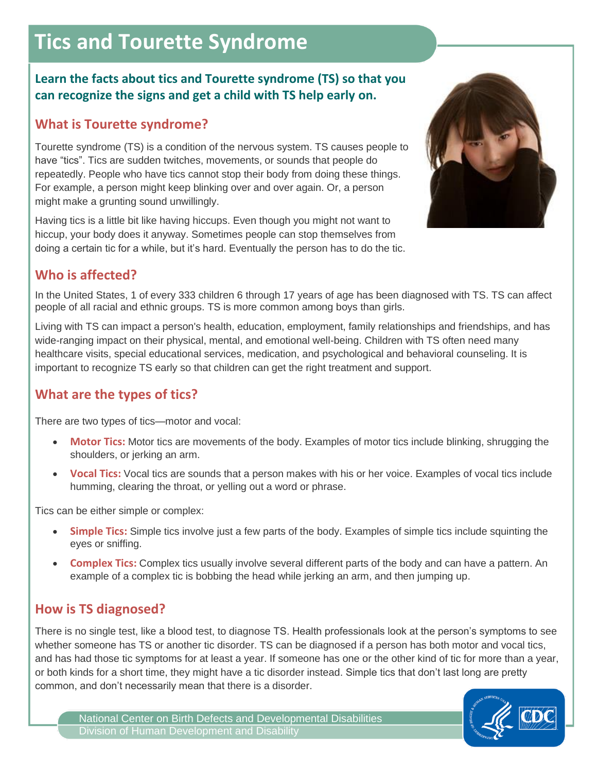# Tics and Tourette Syndrome

**Learn the facts about tics and Tourette syndrome (TS) so that you can recognize the signs and get a child with TS help early on.**

## What is Tourette syndrome?

Tourette syndrome (TS) is a condition of the nervous system. TS causes people to have "tics". Tics are sudden twitches, movements, or sounds that people do repeatedly. People who have tics cannot stop their body from doing these things. For example, a person might keep blinking over and over again. Or, a person might make a grunting sound unwillingly.

Having tics is a little bit like having hiccups. Even though you might not want to hiccup, your body does it anyway. Sometimes people can stop themselves from doing a certain tic for a while, but it's hard. Eventually the person has to do the tic.

## Who is affected?

In the United States, 1 of every 333 children 6 through 17 years of age has been diagnosed with TS. TS can affect people of all racial and ethnic groups. TS is more common among boys than girls.

Living with TS can impact a person's health, education, employment, family relationships and friendships, and has wide-ranging impact on their physical, mental, and emotional well-being. Children with TS often need many healthcare visits, special educational services, medication, and psychological and behavioral counseling. It is important to recognize TS early so that children can get the right treatment and support.

## What are the types of tics?

There are two types of tics—motor and vocal:

- **Motor Tics:** Motor tics are movements of the body. Examples of motor tics include blinking, shrugging the shoulders, or jerking an arm.
- **Vocal Tics:** Vocal tics are sounds that a person makes with his or her voice. Examples of vocal tics include humming, clearing the throat, or yelling out a word or phrase.

Tics can be either simple or complex:

- **Simple Tics:** Simple tics involve just a few parts of the body. Examples of simple tics include squinting the eyes or sniffing.
- **Complex Tics:** Complex tics usually involve several different parts of the body and can have a pattern. An example of a complex tic is bobbing the head while jerking an arm, and then jumping up.

## How is TS diagnosed?

There is no single test, like a blood test, to diagnose TS. Health professionals look at the person's symptoms to see whether someone has TS or another tic disorder. TS can be diagnosed if a person has both motor and vocal tics, and has had those tic symptoms for at least a year. If someone has one or the other kind of tic for more than a year, or both kinds for a short time, they might have a tic disorder instead. Simple tics that don't last long are pretty common, and don't necessarily mean that there is a disorder.

National Center on Birth Defects and Developmental Disabilities
Division of Human Development and Disability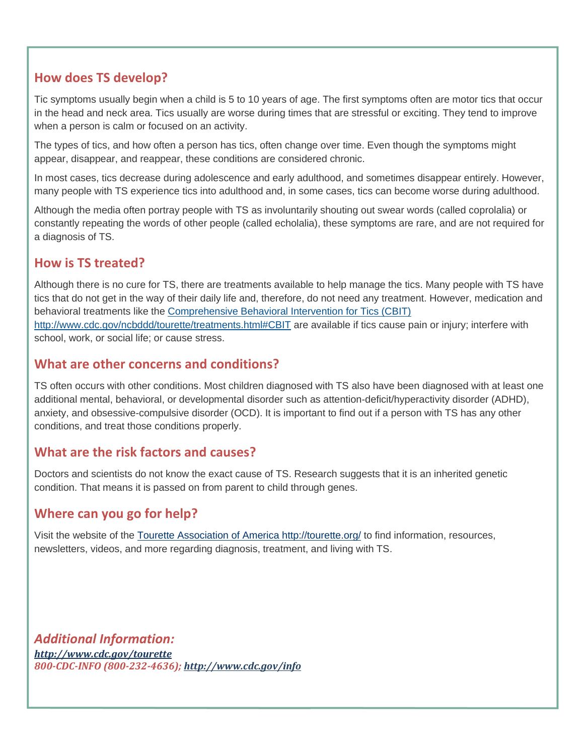## How does TS develop?

Tic symptoms usually begin when a child is 5 to 10 years of age. The first symptoms often are motor tics that occur in the head and neck area. Tics usually are worse during times that are stressful or exciting. They tend to improve when a person is calm or focused on an activity.

The types of tics, and how often a person has tics, often change over time. Even though the symptoms might appear, disappear, and reappear, these conditions are considered chronic.

In most cases, tics decrease during adolescence and early adulthood, and sometimes disappear entirely. However, many people with TS experience tics into adulthood and, in some cases, tics can become worse during adulthood.

Although the media often portray people with TS as involuntarily shouting out swear words (called coprolalia) or constantly repeating the words of other people (called echolalia), these symptoms are rare, and are not required for a diagnosis of TS.

## How is TS treated?

Although there is no cure for TS, there are treatments available to help manage the tics. Many people with TS have tics that do not get in the way of their daily life and, therefore, do not need any treatment. However, medication and behavioral treatments like the [Comprehensive Behavioral Intervention for Tics (CBIT) http://www.cdc.gov/ncbddd/tourette/treatments.html#CBIT](http://www.cdc.gov/ncbddd/tourette/treatments.html#CBIT) are available if tics cause pain or injury; interfere with school, work, or social life; or cause stress.

## What are other concerns and conditions?

TS often occurs with other conditions. Most children diagnosed with TS also have been diagnosed with at least one additional mental, behavioral, or developmental disorder such as attention-deficit/hyperactivity disorder (ADHD), anxiety, and obsessive-compulsive disorder (OCD). It is important to find out if a person with TS has any other conditions, and treat those conditions properly.

## What are the risk factors and causes?

Doctors and scientists do not know the exact cause of TS. Research suggests that it is an inherited genetic condition. That means it is passed on from parent to child through genes.

## Where can you go for help?

Visit the website of the [Tourette Association of America http://tourette.org/](http://tourette.org/) to find information, resources, newsletters, videos, and more regarding diagnosis, treatment, and living with TS.

***Additional Information:***
***[http://www.cdc.gov/tourette](http://www.cdc.gov/tourette)***
***800-CDC-INFO (800-232-4636); [http://www.cdc.gov/info](http://www.cdc.gov/info)***